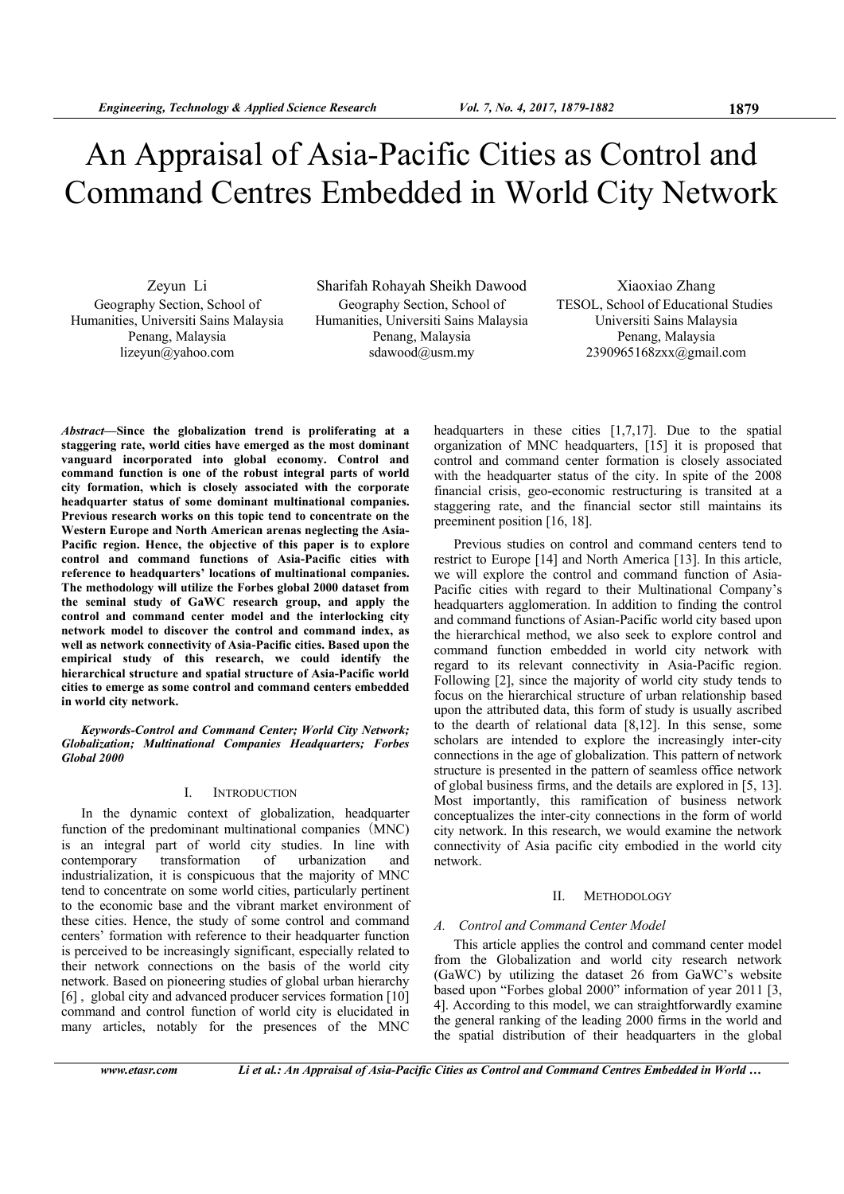# An Appraisal of Asia-Pacific Cities as Control and Command Centres Embedded in World City Network

Zeyun Li
Geography Section, School of Humanities, Universiti Sains Malaysia
Penang, Malaysia
lizeyun@yahoo.com

Sharifah Rohayah Sheikh Dawood
Geography Section, School of Humanities, Universiti Sains Malaysia
Penang, Malaysia
sdawood@usm.my

Xiaoxiao Zhang
TESOL, School of Educational Studies
Universiti Sains Malaysia
Penang, Malaysia
2390965168zxx@gmail.com

***Abstract*—Since the globalization trend is proliferating at a staggering rate, world cities have emerged as the most dominant vanguard incorporated into global economy. Control and command function is one of the robust integral parts of world city formation, which is closely associated with the corporate headquarter status of some dominant multinational companies. Previous research works on this topic tend to concentrate on the Western Europe and North American arenas neglecting the Asia-Pacific region. Hence, the objective of this paper is to explore control and command functions of Asia-Pacific cities with reference to headquarters' locations of multinational companies. The methodology will utilize the Forbes global 2000 dataset from the seminal study of GaWC research group, and apply the control and command center model and the interlocking city network model to discover the control and command index, as well as network connectivity of Asia-Pacific cities. Based upon the empirical study of this research, we could identify the hierarchical structure and spatial structure of Asia-Pacific world cities to emerge as some control and command centers embedded in world city network.**

***Keywords-Control and Command Center; World City Network; Globalization; Multinational Companies Headquarters; Forbes Global 2000***

## I. Introduction

In the dynamic context of globalization, headquarter function of the predominant multinational companies (MNC) is an integral part of world city studies. In line with contemporary transformation of urbanization and industrialization, it is conspicuous that the majority of MNC tend to concentrate on some world cities, particularly pertinent to the economic base and the vibrant market environment of these cities. Hence, the study of some control and command centers' formation with reference to their headquarter function is perceived to be increasingly significant, especially related to their network connections on the basis of the world city network. Based on pioneering studies of global urban hierarchy [6] , global city and advanced producer services formation [10] command and control function of world city is elucidated in many articles, notably for the presences of the MNC headquarters in these cities [1,7,17]. Due to the spatial organization of MNC headquarters, [15] it is proposed that control and command center formation is closely associated with the headquarter status of the city. In spite of the 2008 financial crisis, geo-economic restructuring is transited at a staggering rate, and the financial sector still maintains its preeminent position [16, 18].

Previous studies on control and command centers tend to restrict to Europe [14] and North America [13]. In this article, we will explore the control and command function of Asia-Pacific cities with regard to their Multinational Company's headquarters agglomeration. In addition to finding the control and command functions of Asian-Pacific world city based upon the hierarchical method, we also seek to explore control and command function embedded in world city network with regard to its relevant connectivity in Asia-Pacific region. Following [2], since the majority of world city study tends to focus on the hierarchical structure of urban relationship based upon the attributed data, this form of study is usually ascribed to the dearth of relational data [8,12]. In this sense, some scholars are intended to explore the increasingly inter-city connections in the age of globalization. This pattern of network structure is presented in the pattern of seamless office network of global business firms, and the details are explored in [5, 13]. Most importantly, this ramification of business network conceptualizes the inter-city connections in the form of world city network. In this research, we would examine the network connectivity of Asia pacific city embodied in the world city network.

## II. Methodology

### *A. Control and Command Center Model*

This article applies the control and command center model from the Globalization and world city research network (GaWC) by utilizing the dataset 26 from GaWC's website based upon "Forbes global 2000" information of year 2011 [3, 4]. According to this model, we can straightforwardly examine the general ranking of the leading 2000 firms in the world and the spatial distribution of their headquarters in the global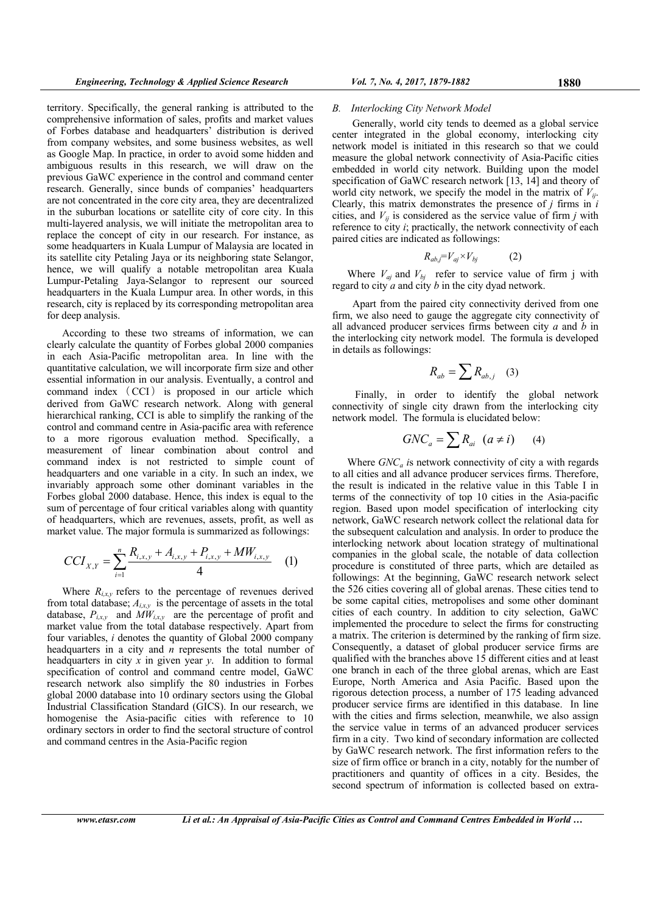territory. Specifically, the general ranking is attributed to the comprehensive information of sales, profits and market values of Forbes database and headquarters' distribution is derived from company websites, and some business websites, as well as Google Map. In practice, in order to avoid some hidden and ambiguous results in this research, we will draw on the previous GaWC experience in the control and command center research. Generally, since bunds of companies' headquarters are not concentrated in the core city area, they are decentralized in the suburban locations or satellite city of core city. In this multi-layered analysis, we will initiate the metropolitan area to replace the concept of city in our research. For instance, as some headquarters in Kuala Lumpur of Malaysia are located in its satellite city Petaling Jaya or its neighboring state Selangor, hence, we will qualify a notable metropolitan area Kuala Lumpur-Petaling Jaya-Selangor to represent our sourced headquarters in the Kuala Lumpur area. In other words, in this research, city is replaced by its corresponding metropolitan area for deep analysis.

According to these two streams of information, we can clearly calculate the quantity of Forbes global 2000 companies in each Asia-Pacific metropolitan area. In line with the quantitative calculation, we will incorporate firm size and other essential information in our analysis. Eventually, a control and command index （CCI） is proposed in our article which derived from GaWC research network. Along with general hierarchical ranking, CCI is able to simplify the ranking of the control and command centre in Asia-pacific area with reference to a more rigorous evaluation method. Specifically, a measurement of linear combination about control and command index is not restricted to simple count of headquarters and one variable in a city. In such an index, we invariably approach some other dominant variables in the Forbes global 2000 database. Hence, this index is equal to the sum of percentage of four critical variables along with quantity of headquarters, which are revenues, assets, profit, as well as market value. The major formula is summarized as followings:

$$CCI_{X,Y} = \sum_{i=1}^{n} \frac{R_{i,x,y} + A_{i,x,y} + P_{i,x,y} + MW_{i,x,y}}{4} \quad (1)$$

Where $R_{i,x,y}$ refers to the percentage of revenues derived from total database; $A_{i,x,y}$ is the percentage of assets in the total database, $P_{i,x,y}$ and $MW_{i,x,y}$ are the percentage of profit and market value from the total database respectively. Apart from four variables, $i$ denotes the quantity of Global 2000 company headquarters in a city and $n$ represents the total number of headquarters in city $x$ in given year $y$. In addition to formal specification of control and command centre model, GaWC research network also simplify the 80 industries in Forbes global 2000 database into 10 ordinary sectors using the Global Industrial Classification Standard (GICS). In our research, we homogenise the Asia-pacific cities with reference to 10 ordinary sectors in order to find the sectoral structure of control and command centres in the Asia-Pacific region

### *B. Interlocking City Network Model*

Generally, world city tends to deemed as a global service center integrated in the global economy, interlocking city network model is initiated in this research so that we could measure the global network connectivity of Asia-Pacific cities embedded in world city network. Building upon the model specification of GaWC research network [13, 14] and theory of world city network, we specify the model in the matrix of $V_{ij}$. Clearly, this matrix demonstrates the presence of $j$ firms in $i$ cities, and $V_{ij}$ is considered as the service value of firm $j$ with reference to city $i$; practically, the network connectivity of each paired cities are indicated as followings:

$$R_{ab,j} = V_{aj} \times V_{bj} \quad (2)$$

Where $V_{aj}$ and $V_{bj}$ refer to service value of firm j with regard to city $a$ and city $b$ in the city dyad network.

Apart from the paired city connectivity derived from one firm, we also need to gauge the aggregate city connectivity of all advanced producer services firms between city $a$ and $b$ in the interlocking city network model. The formula is developed in details as followings:

$$R_{ab} = \sum R_{ab,j} \quad (3)$$

Finally, in order to identify the global network connectivity of single city drawn from the interlocking city network model. The formula is elucidated below:

$$GNC_a = \sum R_{ai} \quad (a \neq i) \quad (4)$$

Where $GNC_a$ is network connectivity of city a with regards to all cities and all advance producer services firms. Therefore, the result is indicated in the relative value in this Table I in terms of the connectivity of top 10 cities in the Asia-pacific region. Based upon model specification of interlocking city network, GaWC research network collect the relational data for the subsequent calculation and analysis. In order to produce the interlocking network about location strategy of multinational companies in the global scale, the notable of data collection procedure is constituted of three parts, which are detailed as followings: At the beginning, GaWC research network select the 526 cities covering all of global arenas. These cities tend to be some capital cities, metropolises and some other dominant cities of each country. In addition to city selection, GaWC implemented the procedure to select the firms for constructing a matrix. The criterion is determined by the ranking of firm size. Consequently, a dataset of global producer service firms are qualified with the branches above 15 different cities and at least one branch in each of the three global arenas, which are East Europe, North America and Asia Pacific. Based upon the rigorous detection process, a number of 175 leading advanced producer service firms are identified in this database. In line with the cities and firms selection, meanwhile, we also assign the service value in terms of an advanced producer services firm in a city. Two kind of secondary information are collected by GaWC research network. The first information refers to the size of firm office or branch in a city, notably for the number of practitioners and quantity of offices in a city. Besides, the second spectrum of information is collected based on extra-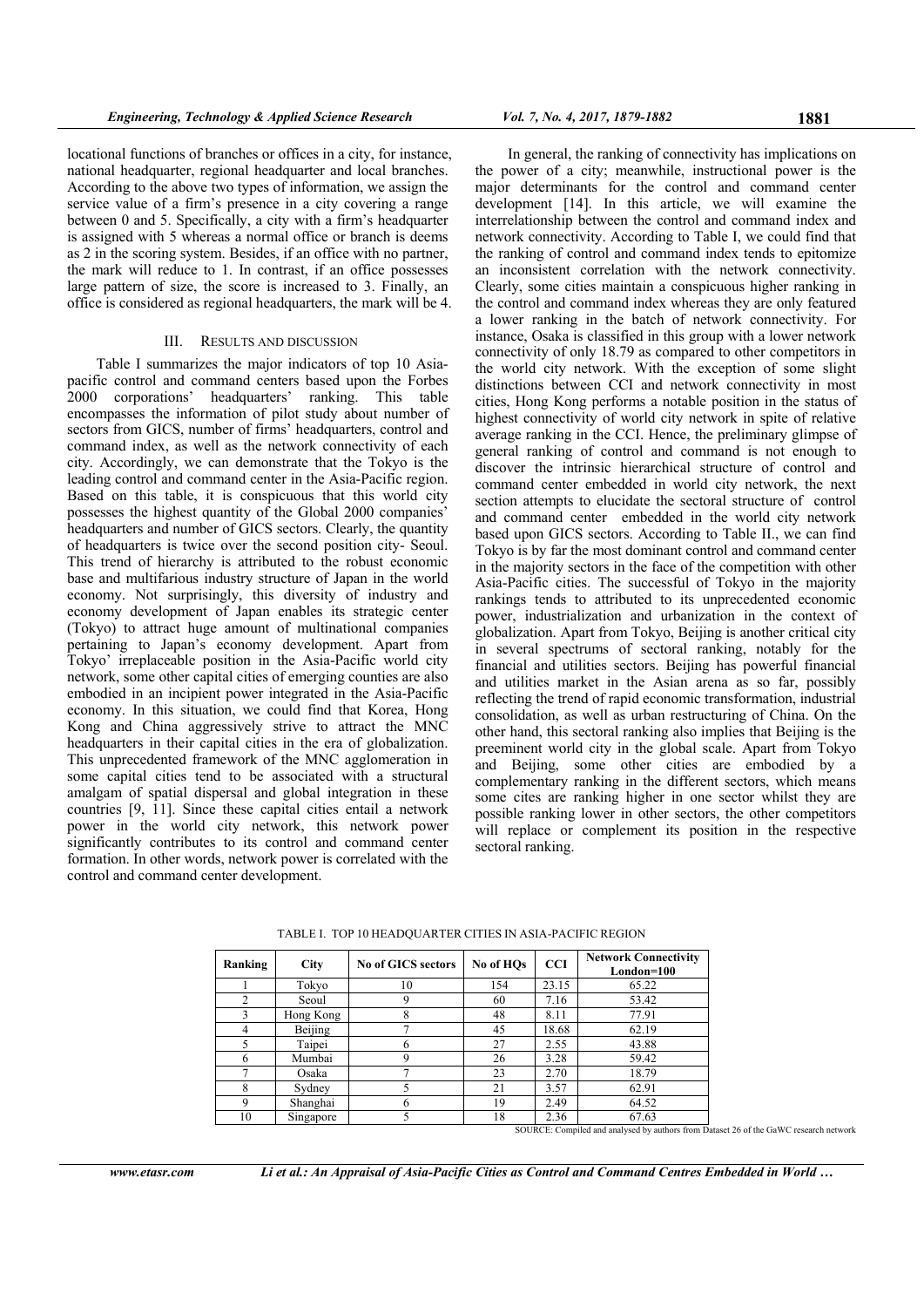locational functions of branches or offices in a city, for instance, national headquarter, regional headquarter and local branches. According to the above two types of information, we assign the service value of a firm's presence in a city covering a range between 0 and 5. Specifically, a city with a firm's headquarter is assigned with 5 whereas a normal office or branch is deems as 2 in the scoring system. Besides, if an office with no partner, the mark will reduce to 1. In contrast, if an office possesses large pattern of size, the score is increased to 3. Finally, an office is considered as regional headquarters, the mark will be 4.

## III. RESULTS AND DISCUSSION

Table I summarizes the major indicators of top 10 Asia-pacific control and command centers based upon the Forbes 2000 corporations' headquarters' ranking. This table encompasses the information of pilot study about number of sectors from GICS, number of firms' headquarters, control and command index, as well as the network connectivity of each city. Accordingly, we can demonstrate that the Tokyo is the leading control and command center in the Asia-Pacific region. Based on this table, it is conspicuous that this world city possesses the highest quantity of the Global 2000 companies' headquarters and number of GICS sectors. Clearly, the quantity of headquarters is twice over the second position city- Seoul. This trend of hierarchy is attributed to the robust economic base and multifarious industry structure of Japan in the world economy. Not surprisingly, this diversity of industry and economy development of Japan enables its strategic center (Tokyo) to attract huge amount of multinational companies pertaining to Japan's economy development. Apart from Tokyo' irreplaceable position in the Asia-Pacific world city network, some other capital cities of emerging counties are also embodied in an incipient power integrated in the Asia-Pacific economy. In this situation, we could find that Korea, Hong Kong and China aggressively strive to attract the MNC headquarters in their capital cities in the era of globalization. This unprecedented framework of the MNC agglomeration in some capital cities tend to be associated with a structural amalgam of spatial dispersal and global integration in these countries [9, 11]. Since these capital cities entail a network power in the world city network, this network power significantly contributes to its control and command center formation. In other words, network power is correlated with the control and command center development.

In general, the ranking of connectivity has implications on the power of a city; meanwhile, instructional power is the major determinants for the control and command center development [14]. In this article, we will examine the interrelationship between the control and command index and network connectivity. According to Table I, we could find that the ranking of control and command index tends to epitomize an inconsistent correlation with the network connectivity. Clearly, some cities maintain a conspicuous higher ranking in the control and command index whereas they are only featured a lower ranking in the batch of network connectivity. For instance, Osaka is classified in this group with a lower network connectivity of only 18.79 as compared to other competitors in the world city network. With the exception of some slight distinctions between CCI and network connectivity in most cities, Hong Kong performs a notable position in the status of highest connectivity of world city network in spite of relative average ranking in the CCI. Hence, the preliminary glimpse of general ranking of control and command is not enough to discover the intrinsic hierarchical structure of control and command center embedded in world city network, the next section attempts to elucidate the sectoral structure of control and command center embedded in the world city network based upon GICS sectors. According to Table II., we can find Tokyo is by far the most dominant control and command center in the majority sectors in the face of the competition with other Asia-Pacific cities. The successful of Tokyo in the majority rankings tends to attributed to its unprecedented economic power, industrialization and urbanization in the context of globalization. Apart from Tokyo, Beijing is another critical city in several spectrums of sectoral ranking, notably for the financial and utilities sectors. Beijing has powerful financial and utilities market in the Asian arena as so far, possibly reflecting the trend of rapid economic transformation, industrial consolidation, as well as urban restructuring of China. On the other hand, this sectoral ranking also implies that Beijing is the preeminent world city in the global scale. Apart from Tokyo and Beijing, some other cities are embodied by a complementary ranking in the different sectors, which means some cites are ranking higher in one sector whilst they are possible ranking lower in other sectors, the other competitors will replace or complement its position in the respective sectoral ranking.

TABLE I. TOP 10 HEADQUARTER CITIES IN ASIA-PACIFIC REGION

| Ranking | City | No of GICS sectors | No of HQs | CCI | Network Connectivity London=100 |
|---|---|---|---|---|---|
| 1 | Tokyo | 10 | 154 | 23.15 | 65.22 |
| 2 | Seoul | 9 | 60 | 7.16 | 53.42 |
| 3 | Hong Kong | 8 | 48 | 8.11 | 77.91 |
| 4 | Beijing | 7 | 45 | 18.68 | 62.19 |
| 5 | Taipei | 6 | 27 | 2.55 | 43.88 |
| 6 | Mumbai | 9 | 26 | 3.28 | 59.42 |
| 7 | Osaka | 7 | 23 | 2.70 | 18.79 |
| 8 | Sydney | 5 | 21 | 3.57 | 62.91 |
| 9 | Shanghai | 6 | 19 | 2.49 | 64.52 |
| 10 | Singapore | 5 | 18 | 2.36 | 67.63 |

SOURCE: Compiled and analysed by authors from Dataset 26 of the GaWC research network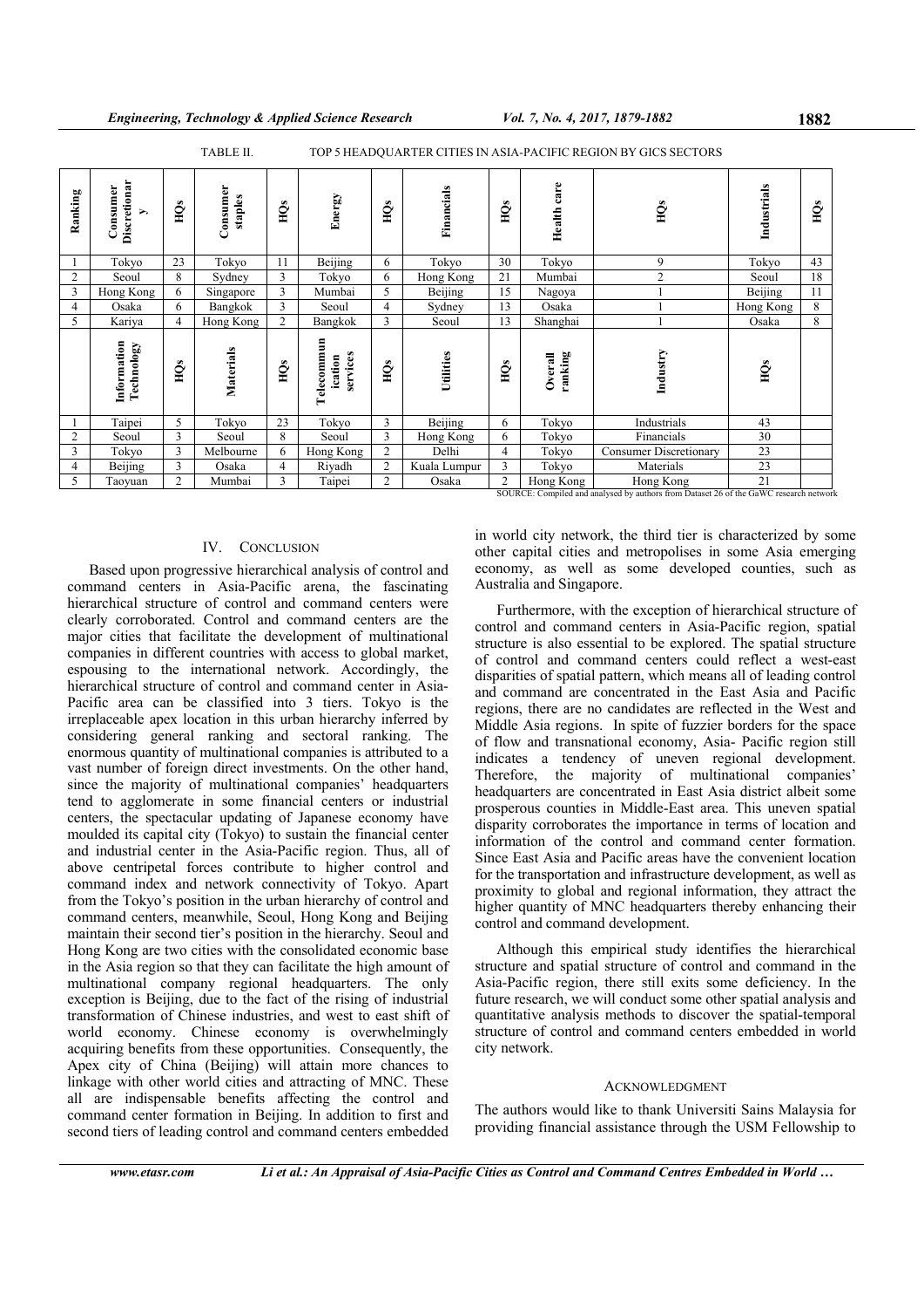TABLE II. TOP 5 HEADQUARTER CITIES IN ASIA-PACIFIC REGION BY GICS SECTORS

| Ranking | Consumer Discretionary | HQs | Consumer staples | HQs | Energy | HQs | Financials | HQs | Health care | HQs | Industrials | HQs |
|---|---|---|---|---|---|---|---|---|---|---|---|---|
| 1 | Tokyo | 23 | Tokyo | 11 | Beijing | 6 | Tokyo | 30 | Tokyo | 9 | Tokyo | 43 |
| 2 | Seoul | 8 | Sydney | 3 | Tokyo | 6 | Hong Kong | 21 | Mumbai | 2 | Seoul | 18 |
| 3 | Hong Kong | 6 | Singapore | 3 | Mumbai | 5 | Beijing | 15 | Nagoya | 1 | Beijing | 11 |
| 4 | Osaka | 6 | Bangkok | 3 | Seoul | 4 | Sydney | 13 | Osaka | 1 | Hong Kong | 8 |
| 5 | Kariya | 4 | Hong Kong | 2 | Bangkok | 3 | Seoul | 13 | Shanghai | 1 | Osaka | 8 |
| | **Information Technology** | **HQs** | **Materials** | **HQs** | **Telecommunication services** | **HQs** | **Utilities** | **HQs** | **Overall ranking** | **Industry** | **HQs** | |
| 1 | Taipei | 5 | Tokyo | 23 | Tokyo | 3 | Beijing | 6 | Tokyo | Industrials | 43 | |
| 2 | Seoul | 3 | Seoul | 8 | Seoul | 3 | Hong Kong | 6 | Tokyo | Financials | 30 | |
| 3 | Tokyo | 3 | Melbourne | 6 | Hong Kong | 2 | Delhi | 4 | Tokyo | Consumer Discretionary | 23 | |
| 4 | Beijing | 3 | Osaka | 4 | Riyadh | 2 | Kuala Lumpur | 3 | Tokyo | Materials | 23 | |
| 5 | Taoyuan | 2 | Mumbai | 3 | Taipei | 2 | Osaka | 2 | Hong Kong | Hong Kong | 21 | |

SOURCE: Compiled and analysed by authors from Dataset 26 of the GaWC research network

## IV. CONCLUSION

Based upon progressive hierarchical analysis of control and command centers in Asia-Pacific arena, the fascinating hierarchical structure of control and command centers were clearly corroborated. Control and command centers are the major cities that facilitate the development of multinational companies in different countries with access to global market, espousing to the international network. Accordingly, the hierarchical structure of control and command center in Asia-Pacific area can be classified into 3 tiers. Tokyo is the irreplaceable apex location in this urban hierarchy inferred by considering general ranking and sectoral ranking. The enormous quantity of multinational companies is attributed to a vast number of foreign direct investments. On the other hand, since the majority of multinational companies' headquarters tend to agglomerate in some financial centers or industrial centers, the spectacular updating of Japanese economy have moulded its capital city (Tokyo) to sustain the financial center and industrial center in the Asia-Pacific region. Thus, all of above centripetal forces contribute to higher control and command index and network connectivity of Tokyo. Apart from the Tokyo's position in the urban hierarchy of control and command centers, meanwhile, Seoul, Hong Kong and Beijing maintain their second tier's position in the hierarchy. Seoul and Hong Kong are two cities with the consolidated economic base in the Asia region so that they can facilitate the high amount of multinational company regional headquarters. The only exception is Beijing, due to the fact of the rising of industrial transformation of Chinese industries, and west to east shift of world economy. Chinese economy is overwhelmingly acquiring benefits from these opportunities. Consequently, the Apex city of China (Beijing) will attain more chances to linkage with other world cities and attracting of MNC. These all are indispensable benefits affecting the control and command center formation in Beijing. In addition to first and second tiers of leading control and command centers embedded in world city network, the third tier is characterized by some other capital cities and metropolises in some Asia emerging economy, as well as some developed counties, such as Australia and Singapore.

Furthermore, with the exception of hierarchical structure of control and command centers in Asia-Pacific region, spatial structure is also essential to be explored. The spatial structure of control and command centers could reflect a west-east disparities of spatial pattern, which means all of leading control and command are concentrated in the East Asia and Pacific regions, there are no candidates are reflected in the West and Middle Asia regions. In spite of fuzzier borders for the space of flow and transnational economy, Asia- Pacific region still indicates a tendency of uneven regional development. Therefore, the majority of multinational companies' headquarters are concentrated in East Asia district albeit some prosperous counties in Middle-East area. This uneven spatial disparity corroborates the importance in terms of location and information of the control and command center formation. Since East Asia and Pacific areas have the convenient location for the transportation and infrastructure development, as well as proximity to global and regional information, they attract the higher quantity of MNC headquarters thereby enhancing their control and command development.

Although this empirical study identifies the hierarchical structure and spatial structure of control and command in the Asia-Pacific region, there still exits some deficiency. In the future research, we will conduct some other spatial analysis and quantitative analysis methods to discover the spatial-temporal structure of control and command centers embedded in world city network.

### ACKNOWLEDGMENT

The authors would like to thank Universiti Sains Malaysia for providing financial assistance through the USM Fellowship to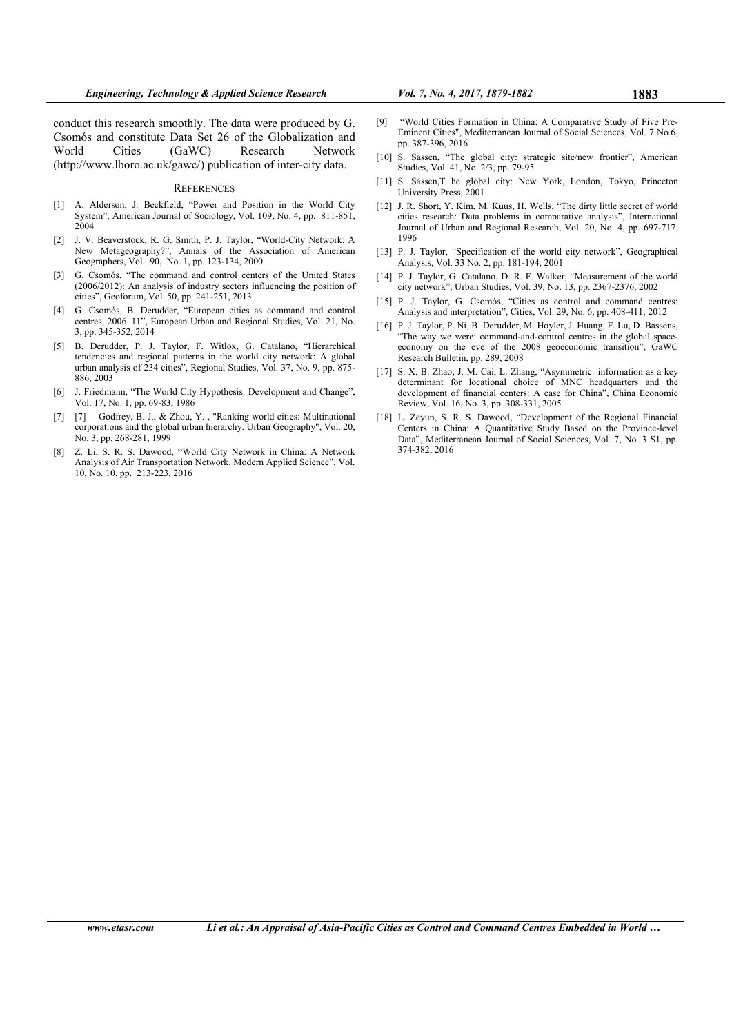conduct this research smoothly. The data were produced by G. Csomós and constitute Data Set 26 of the Globalization and World Cities (GaWC) Research Network (http://www.lboro.ac.uk/gawc/) publication of inter-city data.

## REFERENCES

[1] A. Alderson, J. Beckfield, "Power and Position in the World City System", American Journal of Sociology, Vol. 109, No. 4, pp. 811-851, 2004

[2] J. V. Beaverstock, R. G. Smith, P. J. Taylor, "World-City Network: A New Metageography?", Annals of the Association of American Geographers, Vol. 90, No. 1, pp. 123-134, 2000

[3] G. Csomós, "The command and control centers of the United States (2006/2012): An analysis of industry sectors influencing the position of cities", Geoforum, Vol. 50, pp. 241-251, 2013

[4] G. Csomós, B. Derudder, "European cities as command and control centres, 2006–11", European Urban and Regional Studies, Vol. 21, No. 3, pp. 345-352, 2014

[5] B. Derudder, P. J. Taylor, F. Witlox, G. Catalano, "Hierarchical tendencies and regional patterns in the world city network: A global urban analysis of 234 cities", Regional Studies, Vol. 37, No. 9, pp. 875-886, 2003

[6] J. Friedmann, "The World City Hypothesis. Development and Change", Vol. 17, No. 1, pp. 69-83, 1986

[7] [7] Godfrey, B. J., & Zhou, Y. , "Ranking world cities: Multinational corporations and the global urban hierarchy. Urban Geography", Vol. 20, No. 3, pp. 268-281, 1999

[8] Z. Li, S. R. S. Dawood, "World City Network in China: A Network Analysis of Air Transportation Network. Modern Applied Science", Vol. 10, No. 10, pp. 213-223, 2016

[9] "World Cities Formation in China: A Comparative Study of Five Pre-Eminent Cities", Mediterranean Journal of Social Sciences, Vol. 7 No.6, pp. 387-396, 2016

[10] S. Sassen, "The global city: strategic site/new frontier", American Studies, Vol. 41, No. 2/3, pp. 79-95

[11] S. Sassen,T he global city: New York, London, Tokyo, Princeton University Press, 2001

[12] J. R. Short, Y. Kim, M. Kuus, H. Wells, "The dirty little secret of world cities research: Data problems in comparative analysis", International Journal of Urban and Regional Research, Vol. 20, No. 4, pp. 697-717, 1996

[13] P. J. Taylor, "Specification of the world city network", Geographical Analysis, Vol. 33 No. 2, pp. 181-194, 2001

[14] P. J. Taylor, G. Catalano, D. R. F. Walker, "Measurement of the world city network", Urban Studies, Vol. 39, No. 13, pp. 2367-2376, 2002

[15] P. J. Taylor, G. Csomós, "Cities as control and command centres: Analysis and interpretation", Cities, Vol. 29, No. 6, pp. 408-411, 2012

[16] P. J. Taylor, P. Ni, B. Derudder, M. Hoyler, J. Huang, F. Lu, D. Bassens, "The way we were: command-and-control centres in the global space-economy on the eve of the 2008 geoeconomic transition", GaWC Research Bulletin, pp. 289, 2008

[17] S. X. B. Zhao, J. M. Cai, L. Zhang, "Asymmetric information as a key determinant for locational choice of MNC headquarters and the development of financial centers: A case for China", China Economic Review, Vol. 16, No. 3, pp. 308-331, 2005

[18] L. Zeyun, S. R. S. Dawood, "Development of the Regional Financial Centers in China: A Quantitative Study Based on the Province-level Data", Mediterranean Journal of Social Sciences, Vol. 7, No. 3 S1, pp. 374-382, 2016